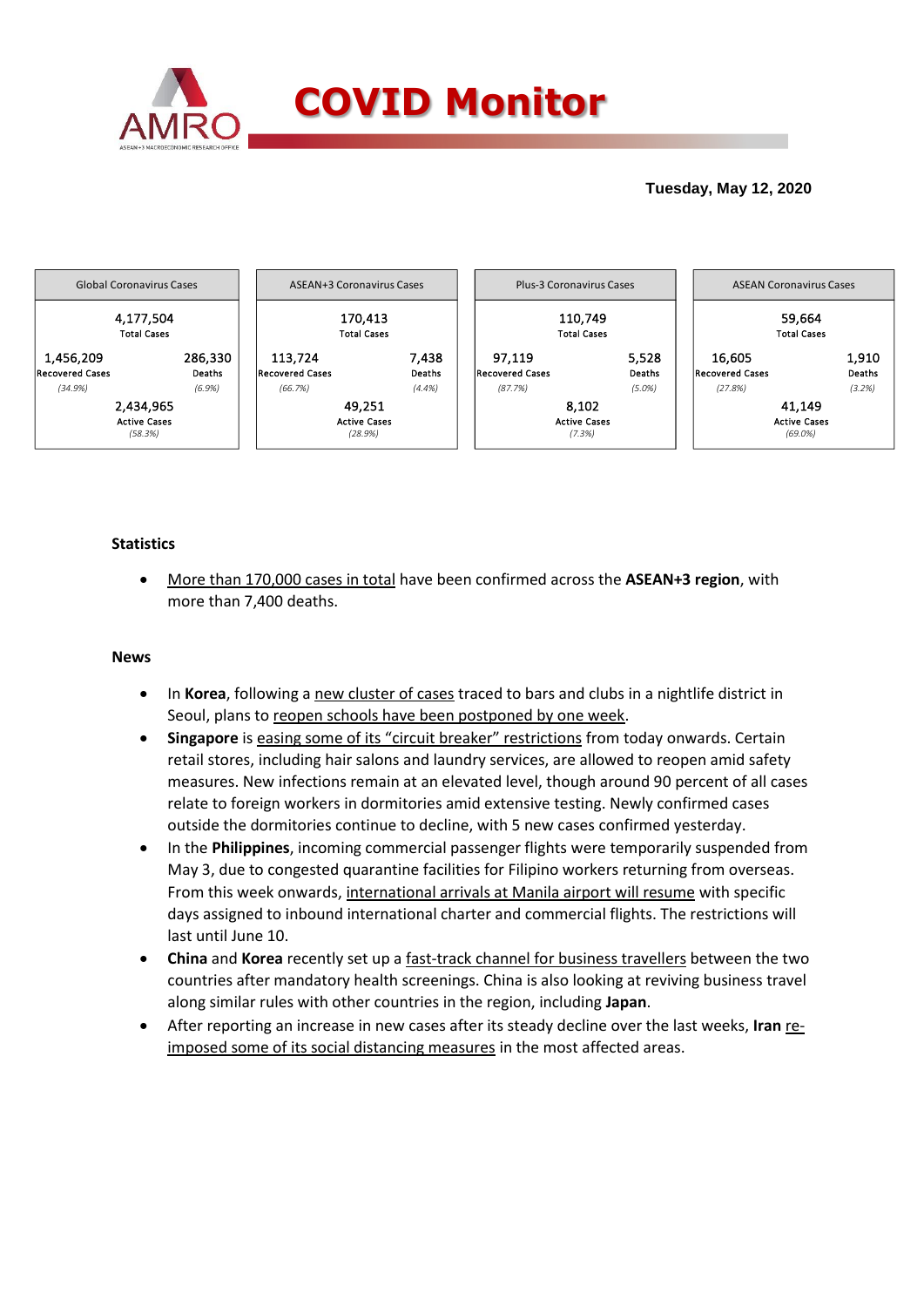# COVID Monitor

**Tuesday, May 12, 2020**

| Global Coronavirus Cases | | ASEAN+3 Coronavirus Cases | | Plus-3 Coronavirus Cases | | ASEAN Coronavirus Cases | |
|---|---|---|---|---|---|---|---|
| 4,177,504 Total Cases | | 170,413 Total Cases | | 110,749 Total Cases | | 59,664 Total Cases | |
| 1,456,209 Recovered Cases *(34.9%)* | 286,330 Deaths *(6.9%)* | 113,724 Recovered Cases *(66.7%)* | 7,438 Deaths *(4.4%)* | 97,119 Recovered Cases *(87.7%)* | 5,528 Deaths *(5.0%)* | 16,605 Recovered Cases *(27.8%)* | 1,910 Deaths *(3.2%)* |
| 2,434,965 Active Cases *(58.3%)* | | 49,251 Active Cases *(28.9%)* | | 8,102 Active Cases *(7.3%)* | | 41,149 Active Cases *(69.0%)* | |

**Statistics**

- More than 170,000 cases in total have been confirmed across the **ASEAN+3 region**, with more than 7,400 deaths.

**News**

- In **Korea**, following a new cluster of cases traced to bars and clubs in a nightlife district in Seoul, plans to reopen schools have been postponed by one week.
- **Singapore** is easing some of its "circuit breaker" restrictions from today onwards. Certain retail stores, including hair salons and laundry services, are allowed to reopen amid safety measures. New infections remain at an elevated level, though around 90 percent of all cases relate to foreign workers in dormitories amid extensive testing. Newly confirmed cases outside the dormitories continue to decline, with 5 new cases confirmed yesterday.
- In the **Philippines**, incoming commercial passenger flights were temporarily suspended from May 3, due to congested quarantine facilities for Filipino workers returning from overseas. From this week onwards, international arrivals at Manila airport will resume with specific days assigned to inbound international charter and commercial flights. The restrictions will last until June 10.
- **China** and **Korea** recently set up a fast-track channel for business travellers between the two countries after mandatory health screenings. China is also looking at reviving business travel along similar rules with other countries in the region, including **Japan**.
- After reporting an increase in new cases after its steady decline over the last weeks, **Iran** re-imposed some of its social distancing measures in the most affected areas.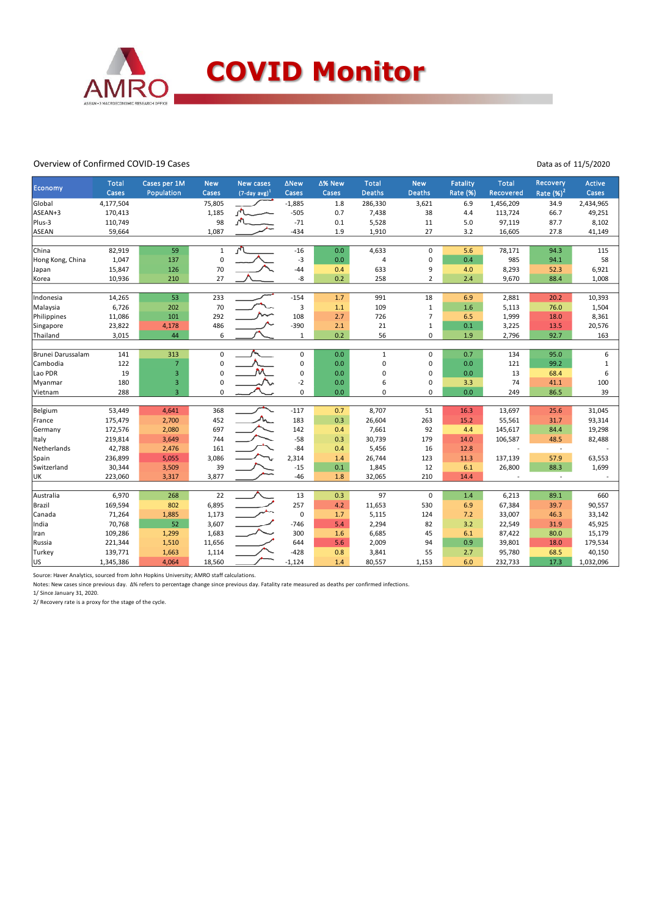# COVID Monitor

Overview of Confirmed COVID-19 Cases

Data as of 11/5/2020

| Economy | Total Cases | Cases per 1M Population | New Cases | New cases (7-day avg)[1] | ΔNew Cases | Δ% New Cases | Total Deaths | New Deaths | Fatality Rate (%) | Total Recovered | Recovery Rate (%)[2] | Active Cases |
|---|---|---|---|---|---|---|---|---|---|---|---|---|
| Global | 4,177,504 | | 75,805 | | -1,885 | 1.8 | 286,330 | 3,621 | 6.9 | 1,456,209 | 34.9 | 2,434,965 |
| ASEAN+3 | 170,413 | | 1,185 | | -505 | 0.7 | 7,438 | 38 | 4.4 | 113,724 | 66.7 | 49,251 |
| Plus-3 | 110,749 | | 98 | | -71 | 0.1 | 5,528 | 11 | 5.0 | 97,119 | 87.7 | 8,102 |
| ASEAN | 59,664 | | 1,087 | | -434 | 1.9 | 1,910 | 27 | 3.2 | 16,605 | 27.8 | 41,149 |
| | | | | | | | | | | | | |
| China | 82,919 | 59 | 1 | | -16 | 0.0 | 4,633 | 0 | 5.6 | 78,171 | 94.3 | 115 |
| Hong Kong, China | 1,047 | 137 | 0 | | -3 | 0.0 | 4 | 0 | 0.4 | 985 | 94.1 | 58 |
| Japan | 15,847 | 126 | 70 | | -44 | 0.4 | 633 | 9 | 4.0 | 8,293 | 52.3 | 6,921 |
| Korea | 10,936 | 210 | 27 | | -8 | 0.2 | 258 | 2 | 2.4 | 9,670 | 88.4 | 1,008 |
| | | | | | | | | | | | | |
| Indonesia | 14,265 | 53 | 233 | | -154 | 1.7 | 991 | 18 | 6.9 | 2,881 | 20.2 | 10,393 |
| Malaysia | 6,726 | 202 | 70 | | 3 | 1.1 | 109 | 1 | 1.6 | 5,113 | 76.0 | 1,504 |
| Philippines | 11,086 | 101 | 292 | | 108 | 2.7 | 726 | 7 | 6.5 | 1,999 | 18.0 | 8,361 |
| Singapore | 23,822 | 4,178 | 486 | | -390 | 2.1 | 21 | 1 | 0.1 | 3,225 | 13.5 | 20,576 |
| Thailand | 3,015 | 44 | 6 | | 1 | 0.2 | 56 | 0 | 1.9 | 2,796 | 92.7 | 163 |
| | | | | | | | | | | | | |
| Brunei Darussalam | 141 | 313 | 0 | | 0 | 0.0 | 1 | 0 | 0.7 | 134 | 95.0 | 6 |
| Cambodia | 122 | 7 | 0 | | 0 | 0.0 | 0 | 0 | 0.0 | 121 | 99.2 | 1 |
| Lao PDR | 19 | 3 | 0 | | 0 | 0.0 | 0 | 0 | 0.0 | 13 | 68.4 | 6 |
| Myanmar | 180 | 3 | 0 | | -2 | 0.0 | 6 | 0 | 3.3 | 74 | 41.1 | 100 |
| Vietnam | 288 | 3 | 0 | | 0 | 0.0 | 0 | 0 | 0.0 | 249 | 86.5 | 39 |
| | | | | | | | | | | | | |
| Belgium | 53,449 | 4,641 | 368 | | -117 | 0.7 | 8,707 | 51 | 16.3 | 13,697 | 25.6 | 31,045 |
| France | 175,479 | 2,700 | 452 | | 183 | 0.3 | 26,604 | 263 | 15.2 | 55,561 | 31.7 | 93,314 |
| Germany | 172,576 | 2,080 | 697 | | 142 | 0.4 | 7,661 | 92 | 4.4 | 145,617 | 84.4 | 19,298 |
| Italy | 219,814 | 3,649 | 744 | | -58 | 0.3 | 30,739 | 179 | 14.0 | 106,587 | 48.5 | 82,488 |
| Netherlands | 42,788 | 2,476 | 161 | | -84 | 0.4 | 5,456 | 16 | 12.8 | - | - | - |
| Spain | 236,899 | 5,055 | 3,086 | | 2,314 | 1.4 | 26,744 | 123 | 11.3 | 137,139 | 57.9 | 63,553 |
| Switzerland | 30,344 | 3,509 | 39 | | -15 | 0.1 | 1,845 | 12 | 6.1 | 26,800 | 88.3 | 1,699 |
| UK | 223,060 | 3,317 | 3,877 | | -46 | 1.8 | 32,065 | 210 | 14.4 | - | - | - |
| | | | | | | | | | | | | |
| Australia | 6,970 | 268 | 22 | | 13 | 0.3 | 97 | 0 | 1.4 | 6,213 | 89.1 | 660 |
| Brazil | 169,594 | 802 | 6,895 | | 257 | 4.2 | 11,653 | 530 | 6.9 | 67,384 | 39.7 | 90,557 |
| Canada | 71,264 | 1,885 | 1,173 | | 0 | 1.7 | 5,115 | 124 | 7.2 | 33,007 | 46.3 | 33,142 |
| India | 70,768 | 52 | 3,607 | | -746 | 5.4 | 2,294 | 82 | 3.2 | 22,549 | 31.9 | 45,925 |
| Iran | 109,286 | 1,299 | 1,683 | | 300 | 1.6 | 6,685 | 45 | 6.1 | 87,422 | 80.0 | 15,179 |
| Russia | 221,344 | 1,510 | 11,656 | | 644 | 5.6 | 2,009 | 94 | 0.9 | 39,801 | 18.0 | 179,534 |
| Turkey | 139,771 | 1,663 | 1,114 | | -428 | 0.8 | 3,841 | 55 | 2.7 | 95,780 | 68.5 | 40,150 |
| US | 1,345,386 | 4,064 | 18,560 | | -1,124 | 1.4 | 80,557 | 1,153 | 6.0 | 232,733 | 17.3 | 1,032,096 |

Source: Haver Analytics, sourced from John Hopkins University; AMRO staff calculations.

Notes: New cases since previous day. Δ% refers to percentage change since previous day. Fatality rate measured as deaths per confirmed infections.

1/ Since January 31, 2020.

2/ Recovery rate is a proxy for the stage of the cycle.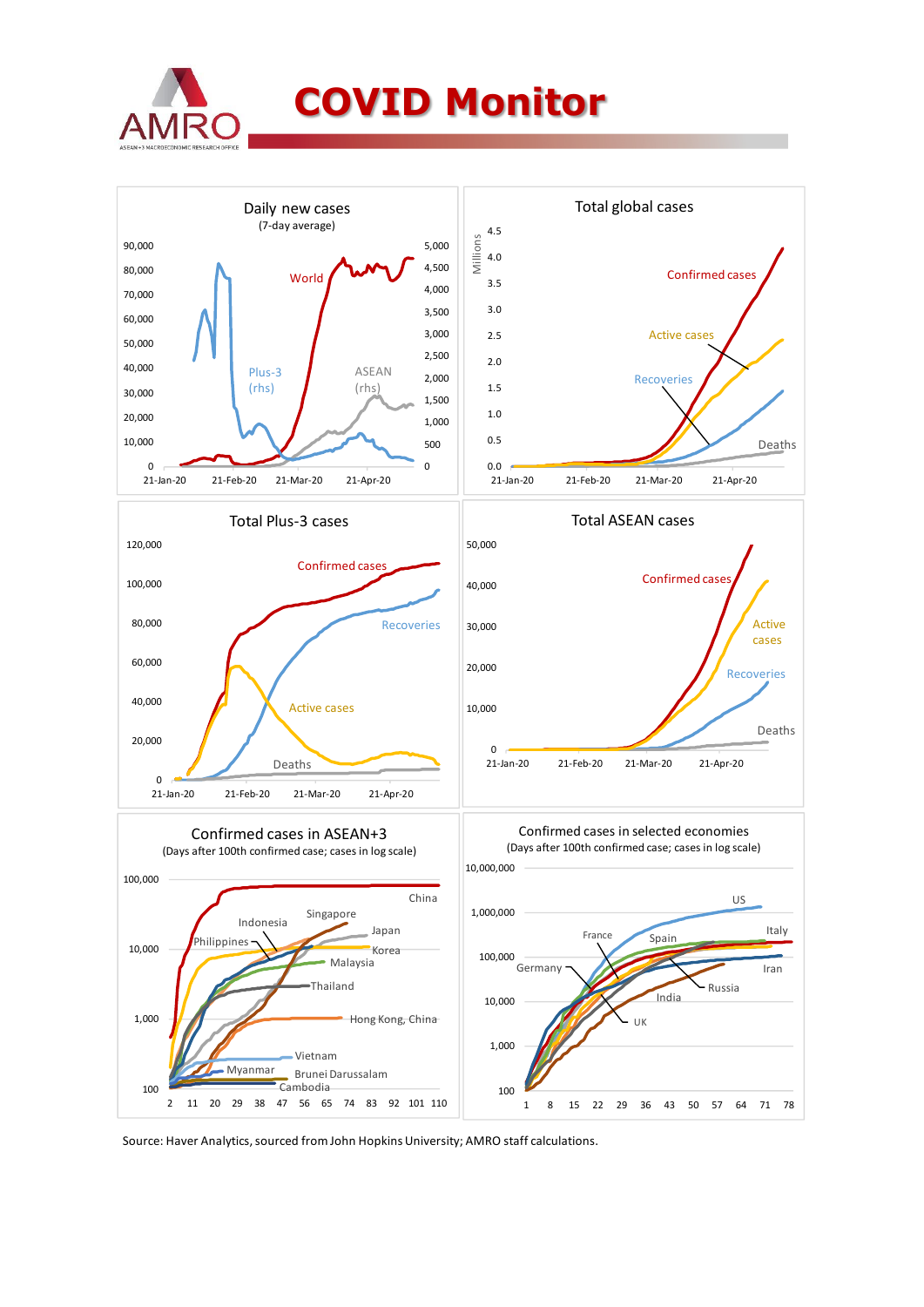# COVID Monitor

## Daily new cases
(7-day average)

90,000
80,000
70,000
60,000
50,000
40,000
30,000
20,000
10,000
0

5,000
4,500
4,000
3,500
3,000
2,500
2,000
1,500
1,000
500
0

World

Plus-3 (rhs)

ASEAN (rhs)

21-Jan-20 21-Feb-20 21-Mar-20 21-Apr-20

## Total global cases

Millions

4.5
4.0
3.5
3.0
2.5
2.0
1.5
1.0
0.5
0.0

Confirmed cases

Active cases

Recoveries

Deaths

21-Jan-20 21-Feb-20 21-Mar-20 21-Apr-20

## Total Plus-3 cases

120,000
100,000
80,000
60,000
40,000
20,000
0

Confirmed cases

Recoveries

Active cases

Deaths

21-Jan-20 21-Feb-20 21-Mar-20 21-Apr-20

## Total ASEAN cases

50,000
40,000
30,000
20,000
10,000
0

Confirmed cases

Active cases

Recoveries

Deaths

21-Jan-20 21-Feb-20 21-Mar-20 21-Apr-20

## Confirmed cases in ASEAN+3
(Days after 100th confirmed case; cases in log scale)

100,000
10,000
1,000
100

China

Singapore

Indonesia

Japan

Philippines

Korea

Malaysia

Thailand

Hong Kong, China

Vietnam

Myanmar

Brunei Darussalam

Cambodia

2 11 20 29 38 47 56 65 74 83 92 101 110

## Confirmed cases in selected economies
(Days after 100th confirmed case; cases in log scale)

10,000,000
1,000,000
100,000
10,000
1,000
100

US

Italy

France

Spain

Germany

Iran

Russia

India

UK

1 8 15 22 29 36 43 50 57 64 71 78

Source: Haver Analytics, sourced from John Hopkins University; AMRO staff calculations.